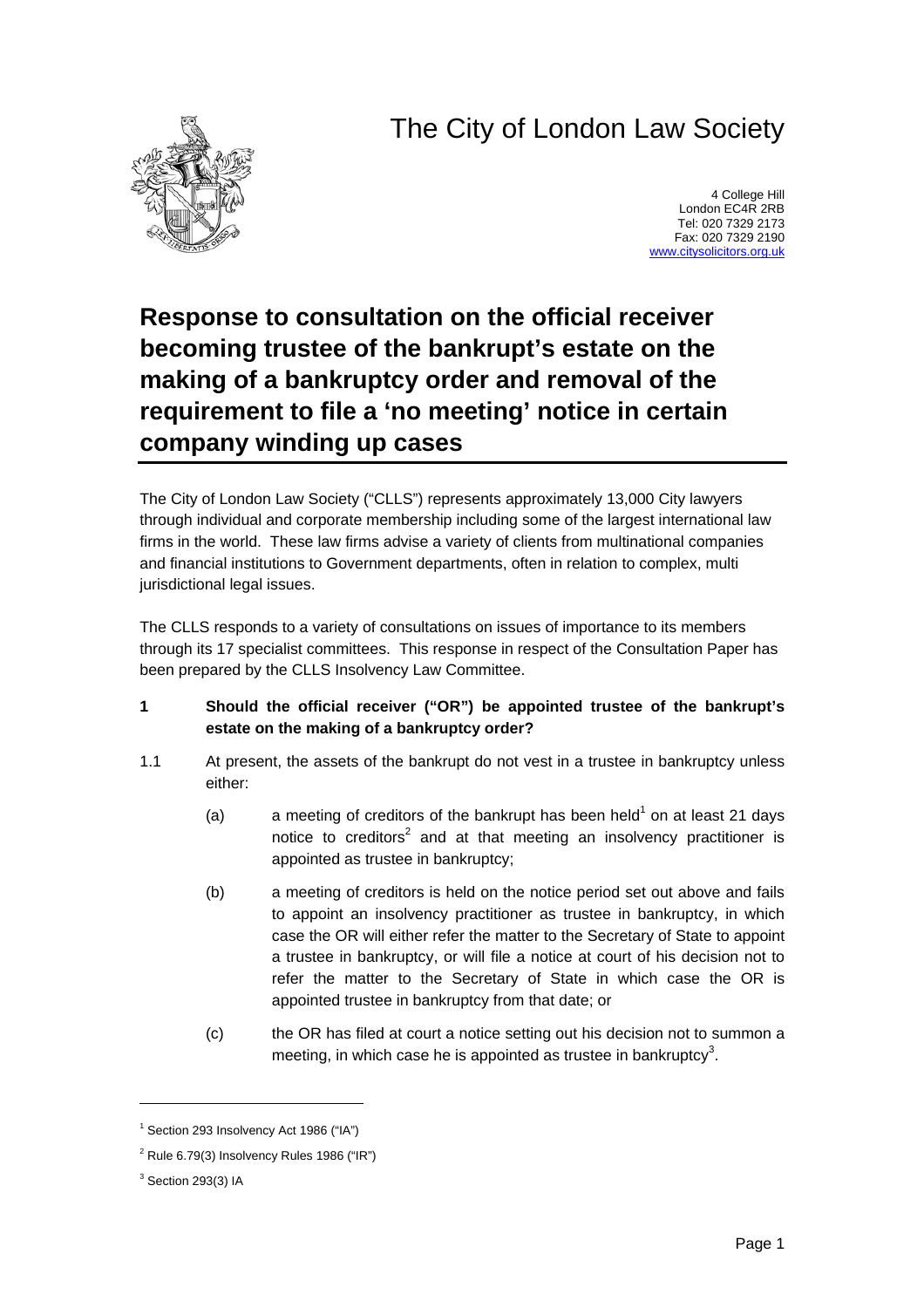# The City of London Law Society

4 College Hill
London EC4R 2RB
Tel: 020 7329 2173
Fax: 020 7329 2190
www.citysolicitors.org.uk

## Response to consultation on the official receiver becoming trustee of the bankrupt's estate on the making of a bankruptcy order and removal of the requirement to file a 'no meeting' notice in certain company winding up cases

The City of London Law Society ("CLLS") represents approximately 13,000 City lawyers through individual and corporate membership including some of the largest international law firms in the world. These law firms advise a variety of clients from multinational companies and financial institutions to Government departments, often in relation to complex, multi jurisdictional legal issues.

The CLLS responds to a variety of consultations on issues of importance to its members through its 17 specialist committees. This response in respect of the Consultation Paper has been prepared by the CLLS Insolvency Law Committee.

**1 Should the official receiver ("OR") be appointed trustee of the bankrupt's estate on the making of a bankruptcy order?**

1.1 At present, the assets of the bankrupt do not vest in a trustee in bankruptcy unless either:

(a) a meeting of creditors of the bankrupt has been held[1] on at least 21 days notice to creditors[2] and at that meeting an insolvency practitioner is appointed as trustee in bankruptcy;

(b) a meeting of creditors is held on the notice period set out above and fails to appoint an insolvency practitioner as trustee in bankruptcy, in which case the OR will either refer the matter to the Secretary of State to appoint a trustee in bankruptcy, or will file a notice at court of his decision not to refer the matter to the Secretary of State in which case the OR is appointed trustee in bankruptcy from that date; or

(c) the OR has filed at court a notice setting out his decision not to summon a meeting, in which case he is appointed as trustee in bankruptcy[3].

---

[1] Section 293 Insolvency Act 1986 ("IA")

[2] Rule 6.79(3) Insolvency Rules 1986 ("IR")

[3] Section 293(3) IA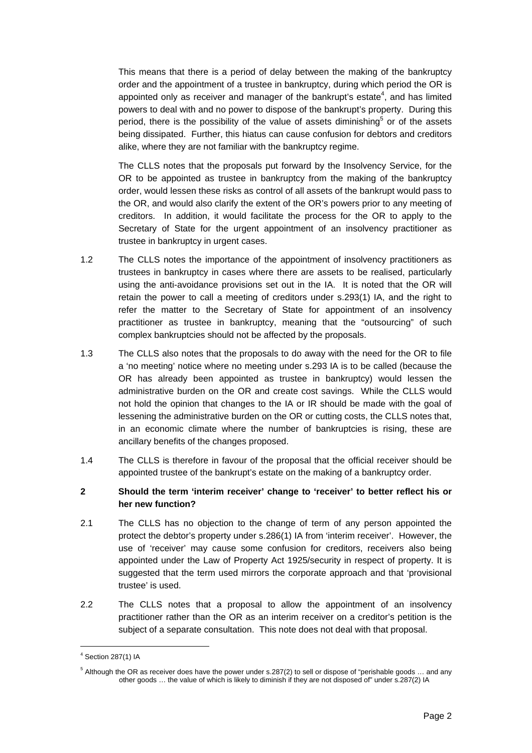This means that there is a period of delay between the making of the bankruptcy order and the appointment of a trustee in bankruptcy, during which period the OR is appointed only as receiver and manager of the bankrupt's estate[4], and has limited powers to deal with and no power to dispose of the bankrupt's property. During this period, there is the possibility of the value of assets diminishing[5] or of the assets being dissipated. Further, this hiatus can cause confusion for debtors and creditors alike, where they are not familiar with the bankruptcy regime.

The CLLS notes that the proposals put forward by the Insolvency Service, for the OR to be appointed as trustee in bankruptcy from the making of the bankruptcy order, would lessen these risks as control of all assets of the bankrupt would pass to the OR, and would also clarify the extent of the OR's powers prior to any meeting of creditors. In addition, it would facilitate the process for the OR to apply to the Secretary of State for the urgent appointment of an insolvency practitioner as trustee in bankruptcy in urgent cases.

1.2 The CLLS notes the importance of the appointment of insolvency practitioners as trustees in bankruptcy in cases where there are assets to be realised, particularly using the anti-avoidance provisions set out in the IA. It is noted that the OR will retain the power to call a meeting of creditors under s.293(1) IA, and the right to refer the matter to the Secretary of State for appointment of an insolvency practitioner as trustee in bankruptcy, meaning that the "outsourcing" of such complex bankruptcies should not be affected by the proposals.

1.3 The CLLS also notes that the proposals to do away with the need for the OR to file a 'no meeting' notice where no meeting under s.293 IA is to be called (because the OR has already been appointed as trustee in bankruptcy) would lessen the administrative burden on the OR and create cost savings. While the CLLS would not hold the opinion that changes to the IA or IR should be made with the goal of lessening the administrative burden on the OR or cutting costs, the CLLS notes that, in an economic climate where the number of bankruptcies is rising, these are ancillary benefits of the changes proposed.

1.4 The CLLS is therefore in favour of the proposal that the official receiver should be appointed trustee of the bankrupt's estate on the making of a bankruptcy order.

## 2 Should the term 'interim receiver' change to 'receiver' to better reflect his or her new function?

2.1 The CLLS has no objection to the change of term of any person appointed the protect the debtor's property under s.286(1) IA from 'interim receiver'. However, the use of 'receiver' may cause some confusion for creditors, receivers also being appointed under the Law of Property Act 1925/security in respect of property. It is suggested that the term used mirrors the corporate approach and that 'provisional trustee' is used.

2.2 The CLLS notes that a proposal to allow the appointment of an insolvency practitioner rather than the OR as an interim receiver on a creditor's petition is the subject of a separate consultation. This note does not deal with that proposal.

---

[4] Section 287(1) IA

[5] Although the OR as receiver does have the power under s.287(2) to sell or dispose of "perishable goods … and any other goods … the value of which is likely to diminish if they are not disposed of" under s.287(2) IA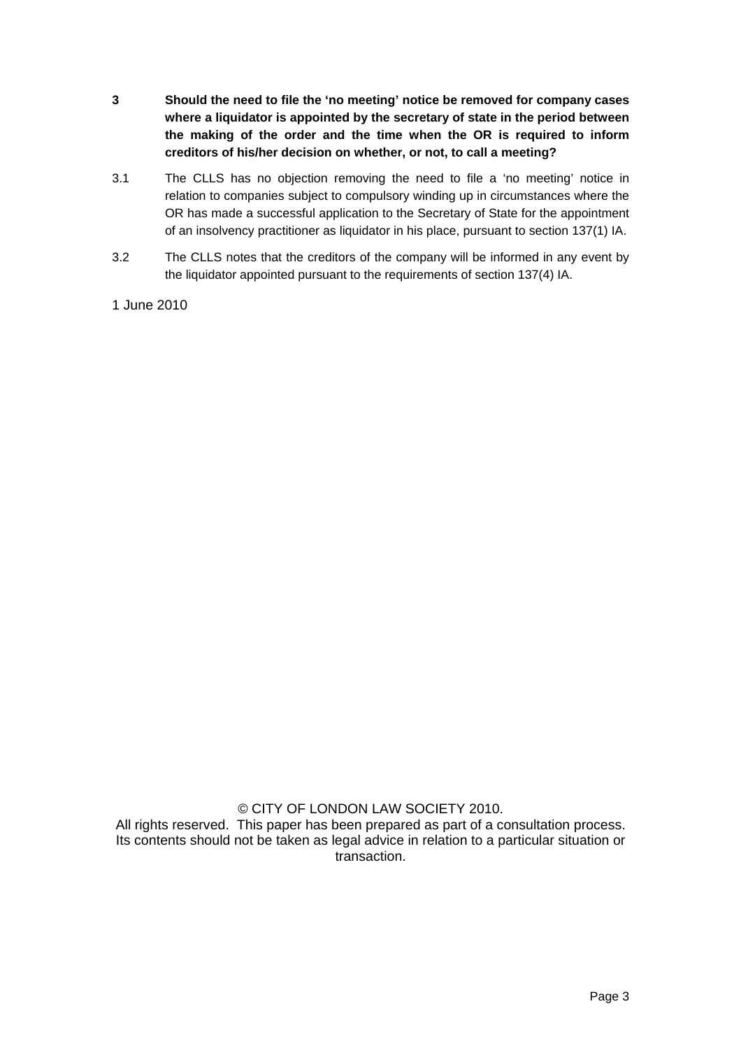**3 Should the need to file the 'no meeting' notice be removed for company cases where a liquidator is appointed by the secretary of state in the period between the making of the order and the time when the OR is required to inform creditors of his/her decision on whether, or not, to call a meeting?**

3.1 The CLLS has no objection removing the need to file a 'no meeting' notice in relation to companies subject to compulsory winding up in circumstances where the OR has made a successful application to the Secretary of State for the appointment of an insolvency practitioner as liquidator in his place, pursuant to section 137(1) IA.

3.2 The CLLS notes that the creditors of the company will be informed in any event by the liquidator appointed pursuant to the requirements of section 137(4) IA.

1 June 2010

© CITY OF LONDON LAW SOCIETY 2010.
All rights reserved. This paper has been prepared as part of a consultation process. Its contents should not be taken as legal advice in relation to a particular situation or transaction.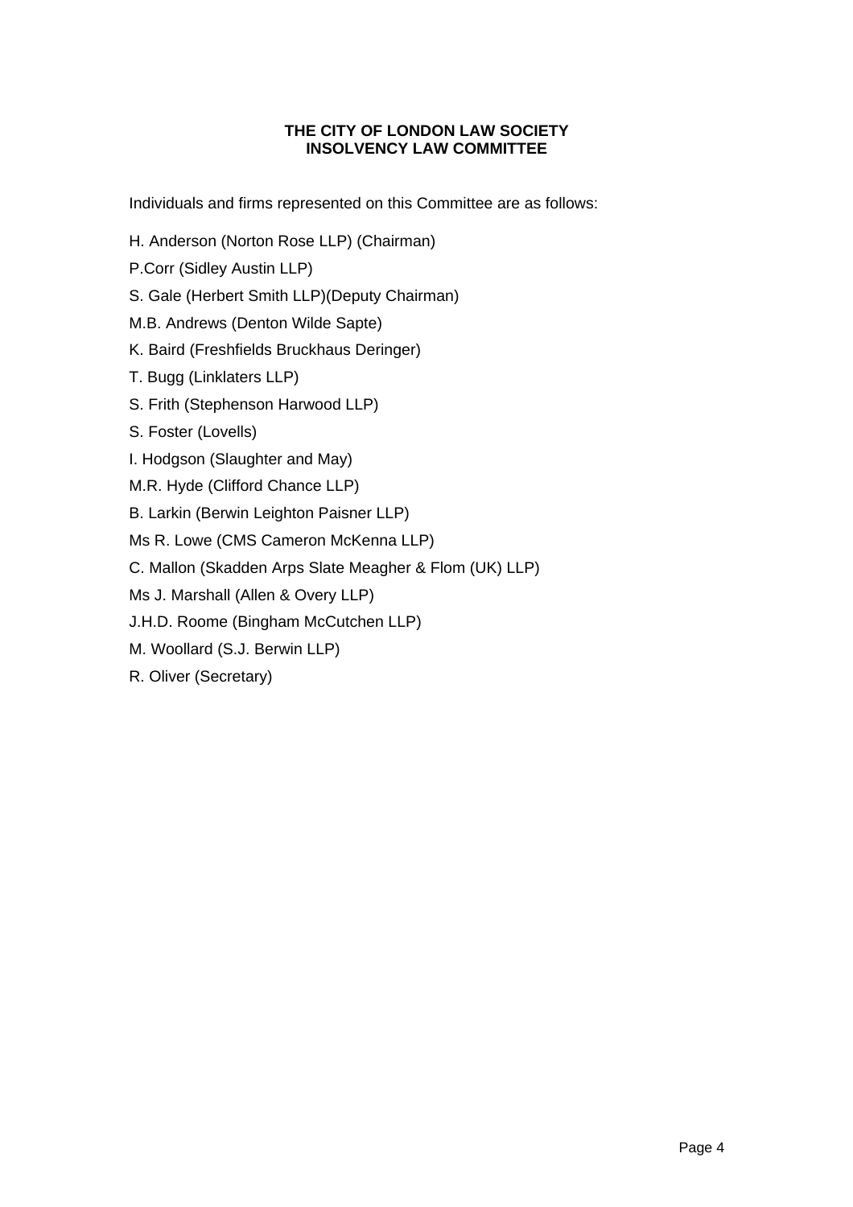**THE CITY OF LONDON LAW SOCIETY**
**INSOLVENCY LAW COMMITTEE**

Individuals and firms represented on this Committee are as follows:

H. Anderson (Norton Rose LLP) (Chairman)

P.Corr (Sidley Austin LLP)

S. Gale (Herbert Smith LLP)(Deputy Chairman)

M.B. Andrews (Denton Wilde Sapte)

K. Baird (Freshfields Bruckhaus Deringer)

T. Bugg (Linklaters LLP)

S. Frith (Stephenson Harwood LLP)

S. Foster (Lovells)

I. Hodgson (Slaughter and May)

M.R. Hyde (Clifford Chance LLP)

B. Larkin (Berwin Leighton Paisner LLP)

Ms R. Lowe (CMS Cameron McKenna LLP)

C. Mallon (Skadden Arps Slate Meagher & Flom (UK) LLP)

Ms J. Marshall (Allen & Overy LLP)

J.H.D. Roome (Bingham McCutchen LLP)

M. Woollard (S.J. Berwin LLP)

R. Oliver (Secretary)